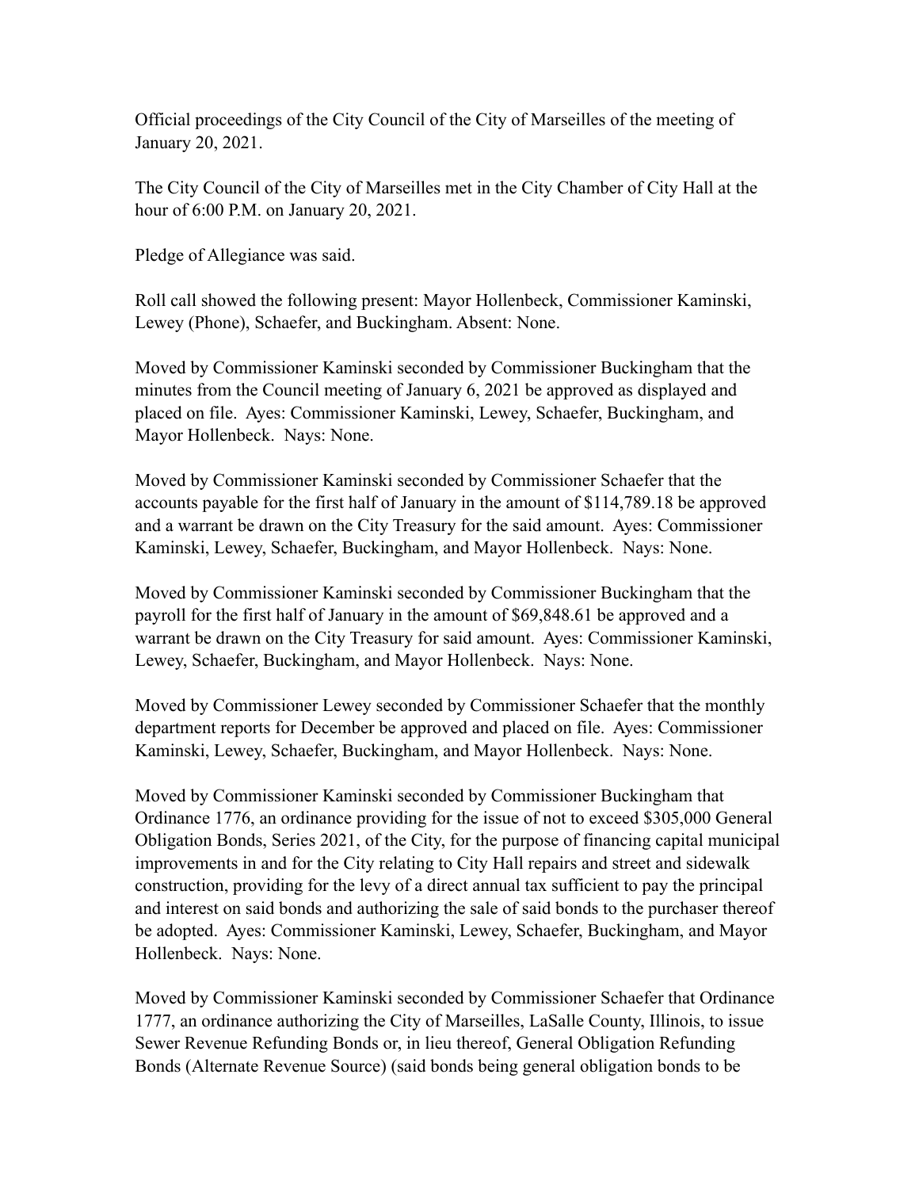Official proceedings of the City Council of the City of Marseilles of the meeting of January 20, 2021.

The City Council of the City of Marseilles met in the City Chamber of City Hall at the hour of 6:00 P.M. on January 20, 2021.

Pledge of Allegiance was said.

Roll call showed the following present: Mayor Hollenbeck, Commissioner Kaminski, Lewey (Phone), Schaefer, and Buckingham. Absent: None.

Moved by Commissioner Kaminski seconded by Commissioner Buckingham that the minutes from the Council meeting of January 6, 2021 be approved as displayed and placed on file. Ayes: Commissioner Kaminski, Lewey, Schaefer, Buckingham, and Mayor Hollenbeck. Nays: None.

Moved by Commissioner Kaminski seconded by Commissioner Schaefer that the accounts payable for the first half of January in the amount of $114,789.18 be approved and a warrant be drawn on the City Treasury for the said amount. Ayes: Commissioner Kaminski, Lewey, Schaefer, Buckingham, and Mayor Hollenbeck. Nays: None.

Moved by Commissioner Kaminski seconded by Commissioner Buckingham that the payroll for the first half of January in the amount of $69,848.61 be approved and a warrant be drawn on the City Treasury for said amount. Ayes: Commissioner Kaminski, Lewey, Schaefer, Buckingham, and Mayor Hollenbeck. Nays: None.

Moved by Commissioner Lewey seconded by Commissioner Schaefer that the monthly department reports for December be approved and placed on file. Ayes: Commissioner Kaminski, Lewey, Schaefer, Buckingham, and Mayor Hollenbeck. Nays: None.

Moved by Commissioner Kaminski seconded by Commissioner Buckingham that Ordinance 1776, an ordinance providing for the issue of not to exceed $305,000 General Obligation Bonds, Series 2021, of the City, for the purpose of financing capital municipal improvements in and for the City relating to City Hall repairs and street and sidewalk construction, providing for the levy of a direct annual tax sufficient to pay the principal and interest on said bonds and authorizing the sale of said bonds to the purchaser thereof be adopted. Ayes: Commissioner Kaminski, Lewey, Schaefer, Buckingham, and Mayor Hollenbeck. Nays: None.

Moved by Commissioner Kaminski seconded by Commissioner Schaefer that Ordinance 1777, an ordinance authorizing the City of Marseilles, LaSalle County, Illinois, to issue Sewer Revenue Refunding Bonds or, in lieu thereof, General Obligation Refunding Bonds (Alternate Revenue Source) (said bonds being general obligation bonds to be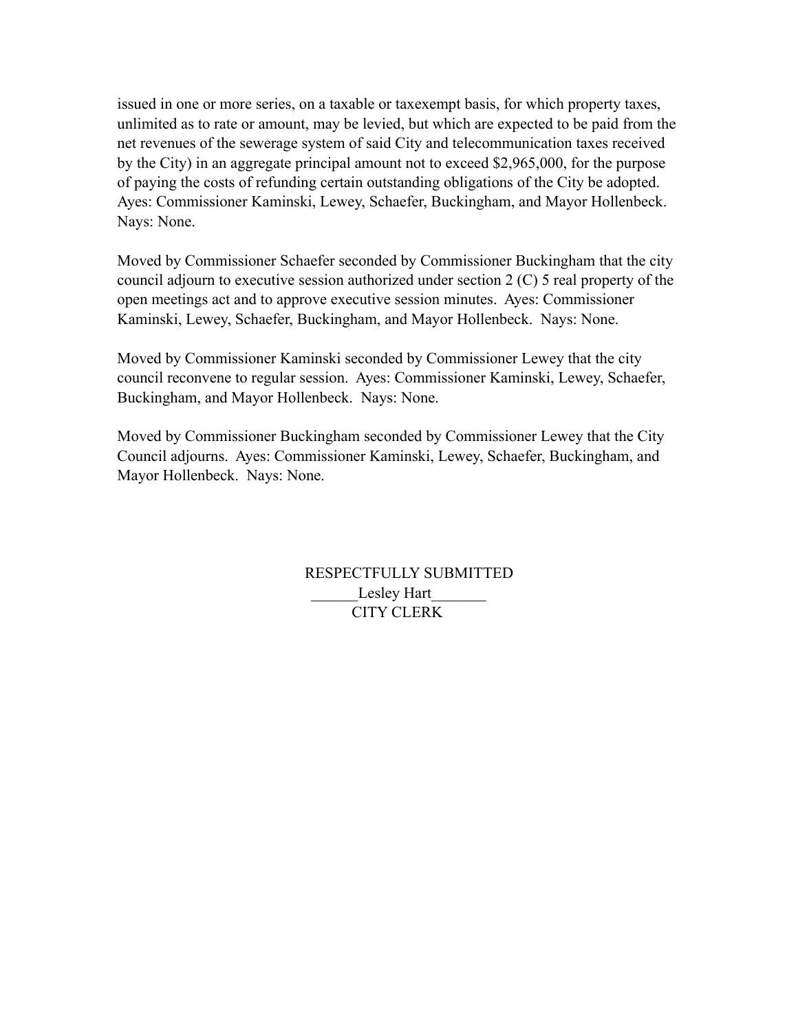issued in one or more series, on a taxable or taxexempt basis, for which property taxes, unlimited as to rate or amount, may be levied, but which are expected to be paid from the net revenues of the sewerage system of said City and telecommunication taxes received by the City) in an aggregate principal amount not to exceed $2,965,000, for the purpose of paying the costs of refunding certain outstanding obligations of the City be adopted. Ayes: Commissioner Kaminski, Lewey, Schaefer, Buckingham, and Mayor Hollenbeck. Nays: None.

Moved by Commissioner Schaefer seconded by Commissioner Buckingham that the city council adjourn to executive session authorized under section 2 (C) 5 real property of the open meetings act and to approve executive session minutes. Ayes: Commissioner Kaminski, Lewey, Schaefer, Buckingham, and Mayor Hollenbeck. Nays: None.

Moved by Commissioner Kaminski seconded by Commissioner Lewey that the city council reconvene to regular session. Ayes: Commissioner Kaminski, Lewey, Schaefer, Buckingham, and Mayor Hollenbeck. Nays: None.

Moved by Commissioner Buckingham seconded by Commissioner Lewey that the City Council adjourns. Ayes: Commissioner Kaminski, Lewey, Schaefer, Buckingham, and Mayor Hollenbeck. Nays: None.

RESPECTFULLY SUBMITTED

______Lesley Hart_______

CITY CLERK